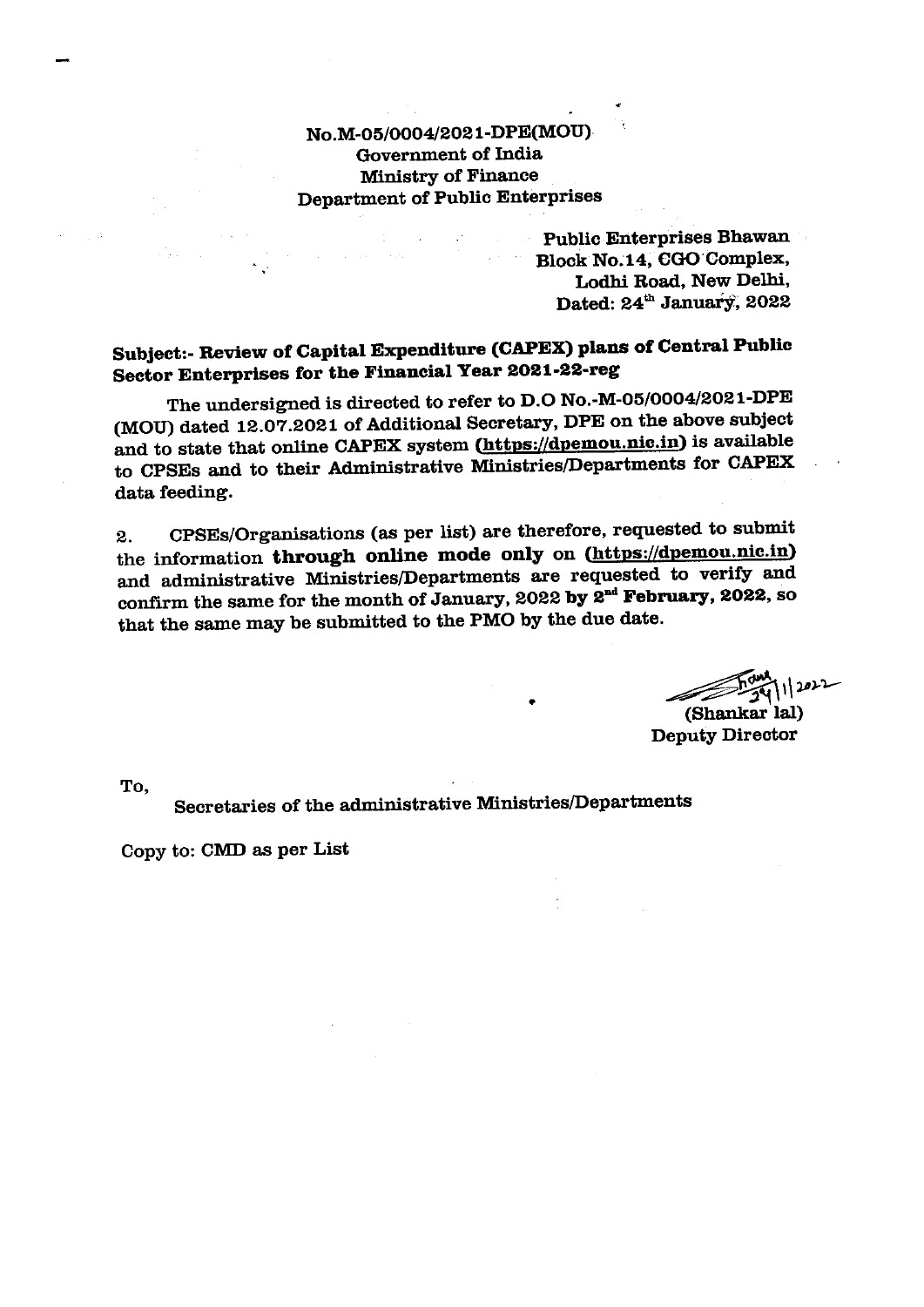No.M-05/0004/2021-DPE(MOU)
Government of India
Ministry of Finance
Department of Public Enterprises

Public Enterprises Bhawan
Block No.14, CGO Complex,
Lodhi Road, New Delhi,
Dated: 24th January, 2022

**Subject:- Review of Capital Expenditure (CAPEX) plans of Central Public Sector Enterprises for the Financial Year 2021-22-reg**

The undersigned is directed to refer to D.O No.-M-05/0004/2021-DPE (MOU) dated 12.07.2021 of Additional Secretary, DPE on the above subject and to state that online CAPEX system **(https://dpemou.nic.in)** is available to CPSEs and to their Administrative Ministries/Departments for CAPEX data feeding.

2. CPSEs/Organisations (as per list) are therefore, requested to submit the information **through online mode only** on **(https://dpemou.nic.in)** and administrative Ministries/Departments are requested to verify and confirm the same for the month of January, 2022 **by 2nd February, 2022,** so that the same may be submitted to the PMO by the due date.

24/1/2022
(Shankar lal)
Deputy Director

To,
Secretaries of the administrative Ministries/Departments

Copy to: CMD as per List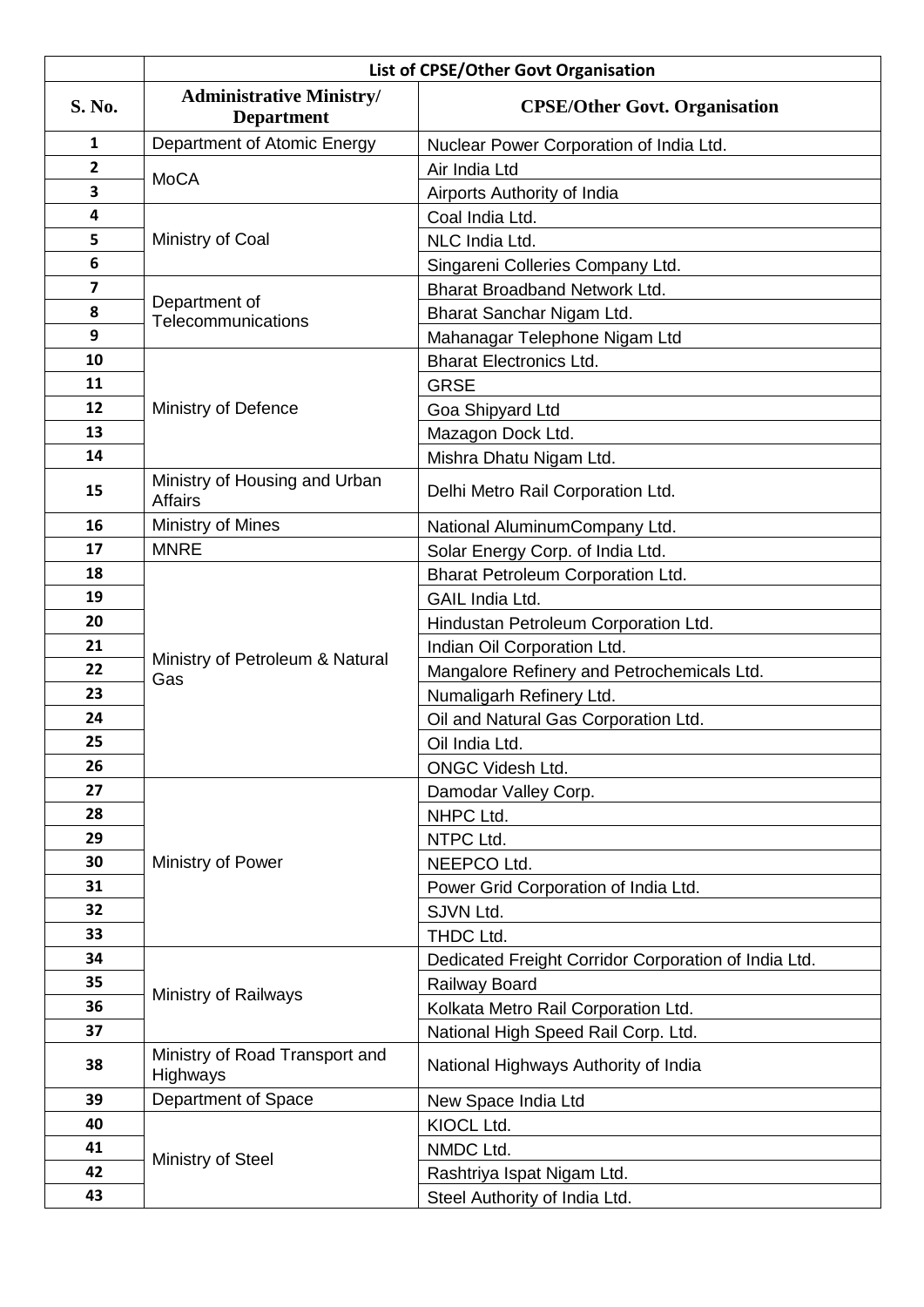| | List of CPSE/Other Govt Organisation | |
|---|---|---|
| **S. No.** | **Administrative Ministry/ Department** | **CPSE/Other Govt. Organisation** |
| 1 | Department of Atomic Energy | Nuclear Power Corporation of India Ltd. |
| 2 | MoCA | Air India Ltd |
| 3 | | Airports Authority of India |
| 4 | Ministry of Coal | Coal India Ltd. |
| 5 | | NLC India Ltd. |
| 6 | | Singareni Colleries Company Ltd. |
| 7 | Department of Telecommunications | Bharat Broadband Network Ltd. |
| 8 | | Bharat Sanchar Nigam Ltd. |
| 9 | | Mahanagar Telephone Nigam Ltd |
| 10 | Ministry of Defence | Bharat Electronics Ltd. |
| 11 | | GRSE |
| 12 | | Goa Shipyard Ltd |
| 13 | | Mazagon Dock Ltd. |
| 14 | | Mishra Dhatu Nigam Ltd. |
| 15 | Ministry of Housing and Urban Affairs | Delhi Metro Rail Corporation Ltd. |
| 16 | Ministry of Mines | National AluminumCompany Ltd. |
| 17 | MNRE | Solar Energy Corp. of India Ltd. |
| 18 | Ministry of Petroleum & Natural Gas | Bharat Petroleum Corporation Ltd. |
| 19 | | GAIL India Ltd. |
| 20 | | Hindustan Petroleum Corporation Ltd. |
| 21 | | Indian Oil Corporation Ltd. |
| 22 | | Mangalore Refinery and Petrochemicals Ltd. |
| 23 | | Numaligarh Refinery Ltd. |
| 24 | | Oil and Natural Gas Corporation Ltd. |
| 25 | | Oil India Ltd. |
| 26 | | ONGC Videsh Ltd. |
| 27 | Ministry of Power | Damodar Valley Corp. |
| 28 | | NHPC Ltd. |
| 29 | | NTPC Ltd. |
| 30 | | NEEPCO Ltd. |
| 31 | | Power Grid Corporation of India Ltd. |
| 32 | | SJVN Ltd. |
| 33 | | THDC Ltd. |
| 34 | Ministry of Railways | Dedicated Freight Corridor Corporation of India Ltd. |
| 35 | | Railway Board |
| 36 | | Kolkata Metro Rail Corporation Ltd. |
| 37 | | National High Speed Rail Corp. Ltd. |
| 38 | Ministry of Road Transport and Highways | National Highways Authority of India |
| 39 | Department of Space | New Space India Ltd |
| 40 | Ministry of Steel | KIOCL Ltd. |
| 41 | | NMDC Ltd. |
| 42 | | Rashtriya Ispat Nigam Ltd. |
| 43 | | Steel Authority of India Ltd. |